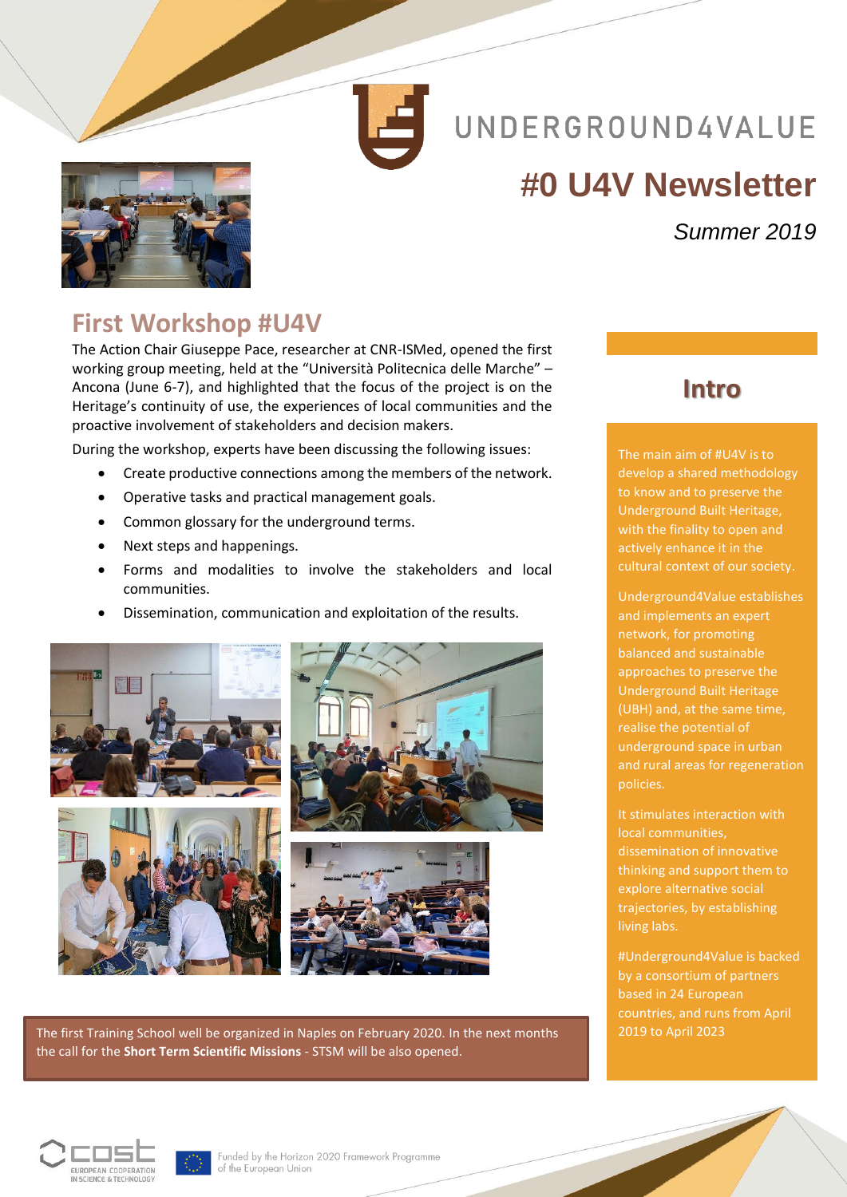UNDERGROUND4VALUE

# #0 U4V Newsletter

*Summer 2019*

## First Workshop #U4V

The Action Chair Giuseppe Pace, researcher at CNR-ISMed, opened the first working group meeting, held at the "Università Politecnica delle Marche" – Ancona (June 6-7), and highlighted that the focus of the project is on the Heritage's continuity of use, the experiences of local communities and the proactive involvement of stakeholders and decision makers.

During the workshop, experts have been discussing the following issues:

- Create productive connections among the members of the network.
- Operative tasks and practical management goals.
- Common glossary for the underground terms.
- Next steps and happenings.
- Forms and modalities to involve the stakeholders and local communities.
- Dissemination, communication and exploitation of the results.

The first Training School well be organized in Naples on February 2020. In the next months the call for the **Short Term Scientific Missions** - STSM will be also opened.

## Intro

The main aim of #U4V is to develop a shared methodology to know and to preserve the Underground Built Heritage, with the finality to open and actively enhance it in the cultural context of our society.

Underground4Value establishes and implements an expert network, for promoting balanced and sustainable approaches to preserve the Underground Built Heritage (UBH) and, at the same time, realise the potential of underground space in urban and rural areas for regeneration policies.

It stimulates interaction with local communities, dissemination of innovative thinking and support them to explore alternative social trajectories, by establishing living labs.

#Underground4Value is backed by a consortium of partners based in 24 European countries, and runs from April 2019 to April 2023

COST EUROPEAN COOPERATION IN SCIENCE & TECHNOLOGY

Funded by the Horizon 2020 Framework Programme of the European Union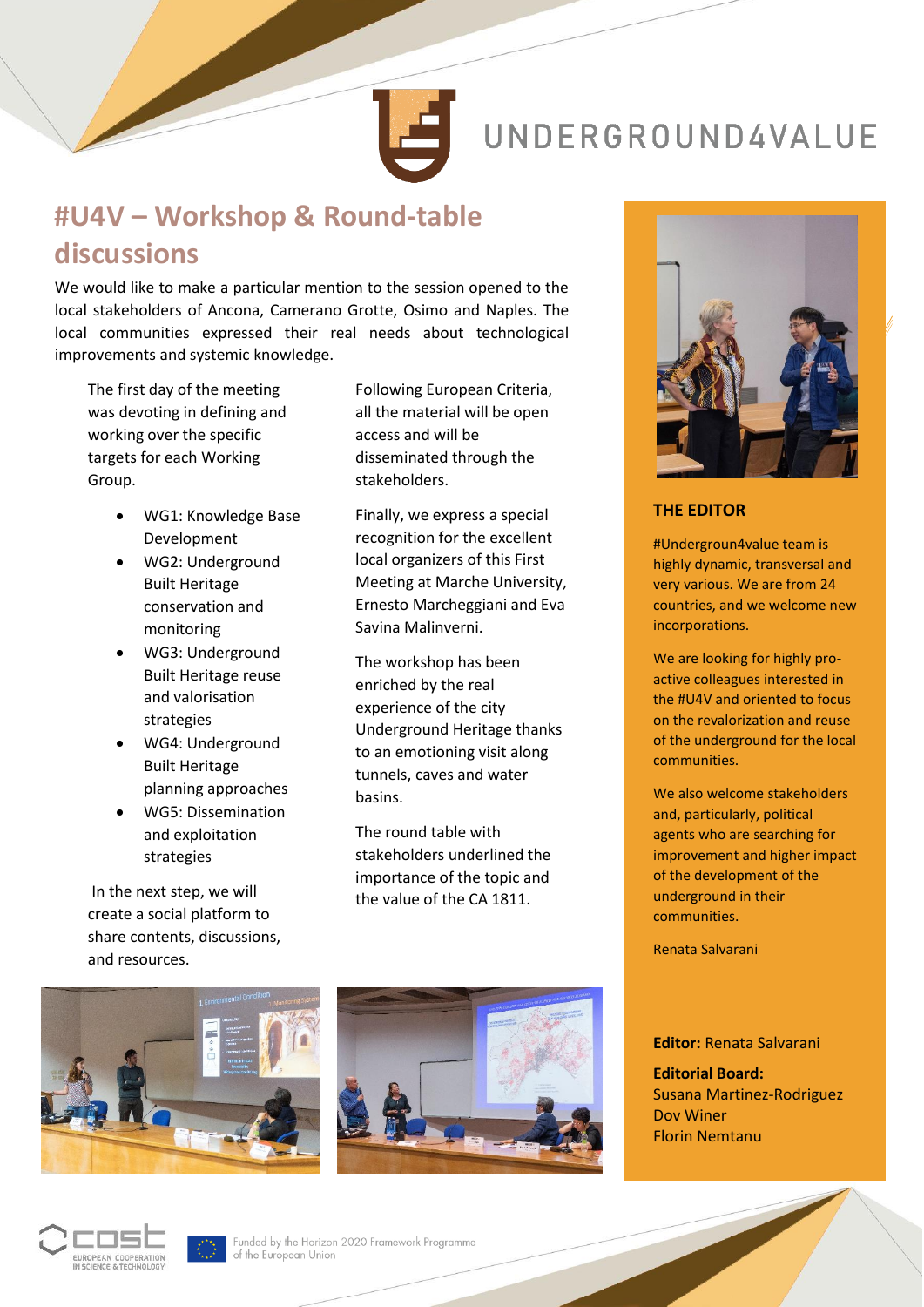UNDERGROUND4VALUE

# #U4V – Workshop & Round-table discussions

We would like to make a particular mention to the session opened to the local stakeholders of Ancona, Camerano Grotte, Osimo and Naples. The local communities expressed their real needs about technological improvements and systemic knowledge.

The first day of the meeting was devoting in defining and working over the specific targets for each Working Group.

- WG1: Knowledge Base Development
- WG2: Underground Built Heritage conservation and monitoring
- WG3: Underground Built Heritage reuse and valorisation strategies
- WG4: Underground Built Heritage planning approaches
- WG5: Dissemination and exploitation strategies

In the next step, we will create a social platform to share contents, discussions, and resources.

Following European Criteria, all the material will be open access and will be disseminated through the stakeholders.

Finally, we express a special recognition for the excellent local organizers of this First Meeting at Marche University, Ernesto Marcheggiani and Eva Savina Malinverni.

The workshop has been enriched by the real experience of the city Underground Heritage thanks to an emotioning visit along tunnels, caves and water basins.

The round table with stakeholders underlined the importance of the topic and the value of the CA 1811.

## THE EDITOR

#Undergroun4value team is highly dynamic, transversal and very various. We are from 24 countries, and we welcome new incorporations.

We are looking for highly pro-active colleagues interested in the #U4V and oriented to focus on the revalorization and reuse of the underground for the local communities.

We also welcome stakeholders and, particularly, political agents who are searching for improvement and higher impact of the development of the underground in their communities.

Renata Salvarani

**Editor:** Renata Salvarani

**Editorial Board:**
Susana Martinez-Rodriguez
Dov Winer
Florin Nemtanu

COST EUROPEAN COOPERATION IN SCIENCE & TECHNOLOGY

Funded by the Horizon 2020 Framework Programme of the European Union